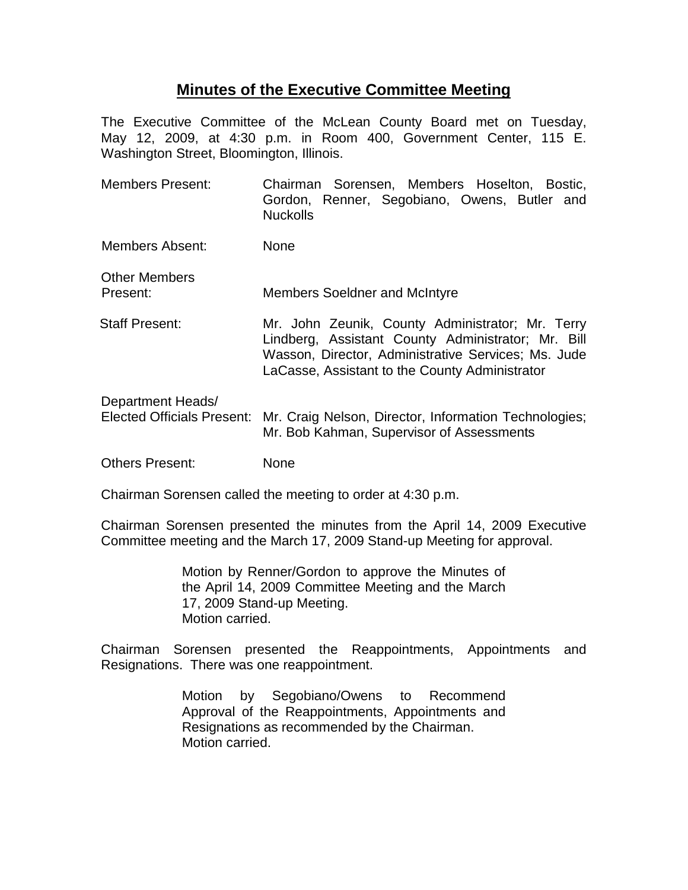# Minutes of the Executive Committee Meeting

The Executive Committee of the McLean County Board met on Tuesday, May 12, 2009, at 4:30 p.m. in Room 400, Government Center, 115 E. Washington Street, Bloomington, Illinois.

| | |
|---|---|
| Members Present: | Chairman Sorensen, Members Hoselton, Bostic, Gordon, Renner, Segobiano, Owens, Butler and Nuckolls |
| Members Absent: | None |
| Other Members Present: | Members Soeldner and McIntyre |
| Staff Present: | Mr. John Zeunik, County Administrator; Mr. Terry Lindberg, Assistant County Administrator; Mr. Bill Wasson, Director, Administrative Services; Ms. Jude LaCasse, Assistant to the County Administrator |
| Department Heads/ Elected Officials Present: | Mr. Craig Nelson, Director, Information Technologies; Mr. Bob Kahman, Supervisor of Assessments |
| Others Present: | None |

Chairman Sorensen called the meeting to order at 4:30 p.m.

Chairman Sorensen presented the minutes from the April 14, 2009 Executive Committee meeting and the March 17, 2009 Stand-up Meeting for approval.

> Motion by Renner/Gordon to approve the Minutes of the April 14, 2009 Committee Meeting and the March 17, 2009 Stand-up Meeting.
> Motion carried.

Chairman Sorensen presented the Reappointments, Appointments and Resignations. There was one reappointment.

> Motion by Segobiano/Owens to Recommend Approval of the Reappointments, Appointments and Resignations as recommended by the Chairman.
> Motion carried.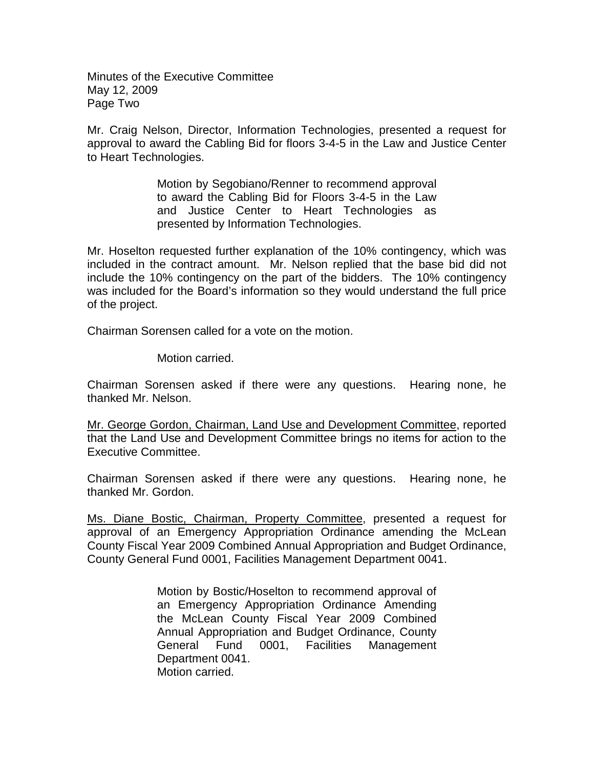Mr. Craig Nelson, Director, Information Technologies, presented a request for approval to award the Cabling Bid for floors 3-4-5 in the Law and Justice Center to Heart Technologies.

> Motion by Segobiano/Renner to recommend approval to award the Cabling Bid for Floors 3-4-5 in the Law and Justice Center to Heart Technologies as presented by Information Technologies.

Mr. Hoselton requested further explanation of the 10% contingency, which was included in the contract amount. Mr. Nelson replied that the base bid did not include the 10% contingency on the part of the bidders. The 10% contingency was included for the Board's information so they would understand the full price of the project.

Chairman Sorensen called for a vote on the motion.

> Motion carried.

Chairman Sorensen asked if there were any questions. Hearing none, he thanked Mr. Nelson.

<u>Mr. George Gordon, Chairman, Land Use and Development Committee</u>, reported that the Land Use and Development Committee brings no items for action to the Executive Committee.

Chairman Sorensen asked if there were any questions. Hearing none, he thanked Mr. Gordon.

<u>Ms. Diane Bostic, Chairman, Property Committee</u>, presented a request for approval of an Emergency Appropriation Ordinance amending the McLean County Fiscal Year 2009 Combined Annual Appropriation and Budget Ordinance, County General Fund 0001, Facilities Management Department 0041.

> Motion by Bostic/Hoselton to recommend approval of an Emergency Appropriation Ordinance Amending the McLean County Fiscal Year 2009 Combined Annual Appropriation and Budget Ordinance, County General Fund 0001, Facilities Management Department 0041.
> Motion carried.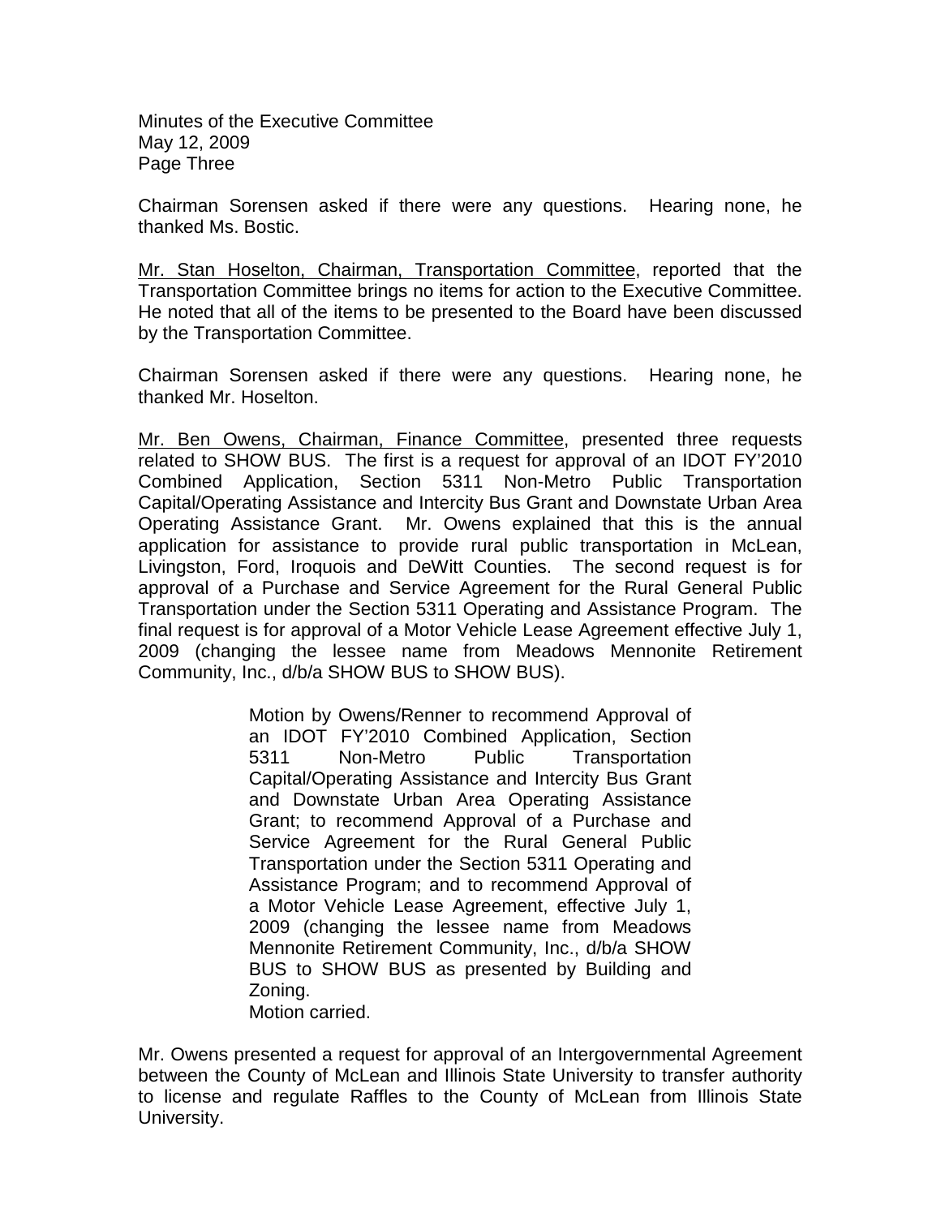Chairman Sorensen asked if there were any questions. Hearing none, he thanked Ms. Bostic.

Mr. Stan Hoselton, Chairman, Transportation Committee, reported that the Transportation Committee brings no items for action to the Executive Committee. He noted that all of the items to be presented to the Board have been discussed by the Transportation Committee.

Chairman Sorensen asked if there were any questions. Hearing none, he thanked Mr. Hoselton.

Mr. Ben Owens, Chairman, Finance Committee, presented three requests related to SHOW BUS. The first is a request for approval of an IDOT FY'2010 Combined Application, Section 5311 Non-Metro Public Transportation Capital/Operating Assistance and Intercity Bus Grant and Downstate Urban Area Operating Assistance Grant. Mr. Owens explained that this is the annual application for assistance to provide rural public transportation in McLean, Livingston, Ford, Iroquois and DeWitt Counties. The second request is for approval of a Purchase and Service Agreement for the Rural General Public Transportation under the Section 5311 Operating and Assistance Program. The final request is for approval of a Motor Vehicle Lease Agreement effective July 1, 2009 (changing the lessee name from Meadows Mennonite Retirement Community, Inc., d/b/a SHOW BUS to SHOW BUS).

> Motion by Owens/Renner to recommend Approval of an IDOT FY'2010 Combined Application, Section 5311 Non-Metro Public Transportation Capital/Operating Assistance and Intercity Bus Grant and Downstate Urban Area Operating Assistance Grant; to recommend Approval of a Purchase and Service Agreement for the Rural General Public Transportation under the Section 5311 Operating and Assistance Program; and to recommend Approval of a Motor Vehicle Lease Agreement, effective July 1, 2009 (changing the lessee name from Meadows Mennonite Retirement Community, Inc., d/b/a SHOW BUS to SHOW BUS as presented by Building and Zoning.
> Motion carried.

Mr. Owens presented a request for approval of an Intergovernmental Agreement between the County of McLean and Illinois State University to transfer authority to license and regulate Raffles to the County of McLean from Illinois State University.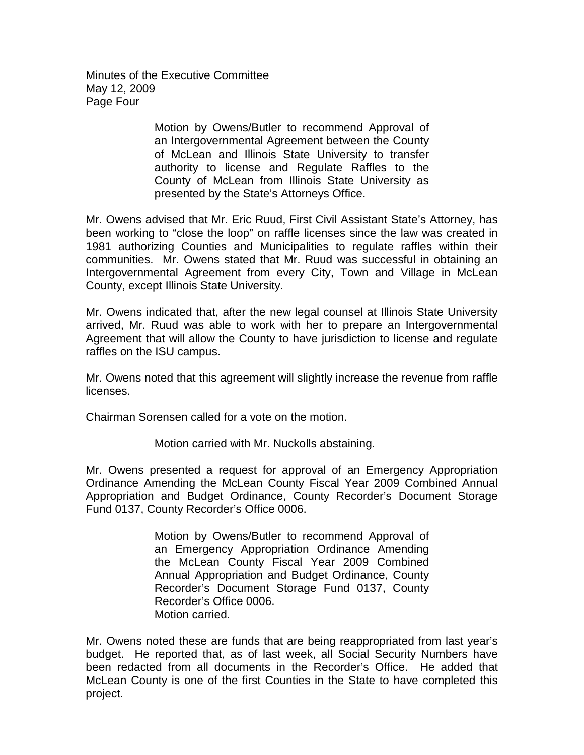Motion by Owens/Butler to recommend Approval of an Intergovernmental Agreement between the County of McLean and Illinois State University to transfer authority to license and Regulate Raffles to the County of McLean from Illinois State University as presented by the State's Attorneys Office.

Mr. Owens advised that Mr. Eric Ruud, First Civil Assistant State's Attorney, has been working to "close the loop" on raffle licenses since the law was created in 1981 authorizing Counties and Municipalities to regulate raffles within their communities. Mr. Owens stated that Mr. Ruud was successful in obtaining an Intergovernmental Agreement from every City, Town and Village in McLean County, except Illinois State University.

Mr. Owens indicated that, after the new legal counsel at Illinois State University arrived, Mr. Ruud was able to work with her to prepare an Intergovernmental Agreement that will allow the County to have jurisdiction to license and regulate raffles on the ISU campus.

Mr. Owens noted that this agreement will slightly increase the revenue from raffle licenses.

Chairman Sorensen called for a vote on the motion.

Motion carried with Mr. Nuckolls abstaining.

Mr. Owens presented a request for approval of an Emergency Appropriation Ordinance Amending the McLean County Fiscal Year 2009 Combined Annual Appropriation and Budget Ordinance, County Recorder's Document Storage Fund 0137, County Recorder's Office 0006.

Motion by Owens/Butler to recommend Approval of an Emergency Appropriation Ordinance Amending the McLean County Fiscal Year 2009 Combined Annual Appropriation and Budget Ordinance, County Recorder's Document Storage Fund 0137, County Recorder's Office 0006.
Motion carried.

Mr. Owens noted these are funds that are being reappropriated from last year's budget. He reported that, as of last week, all Social Security Numbers have been redacted from all documents in the Recorder's Office. He added that McLean County is one of the first Counties in the State to have completed this project.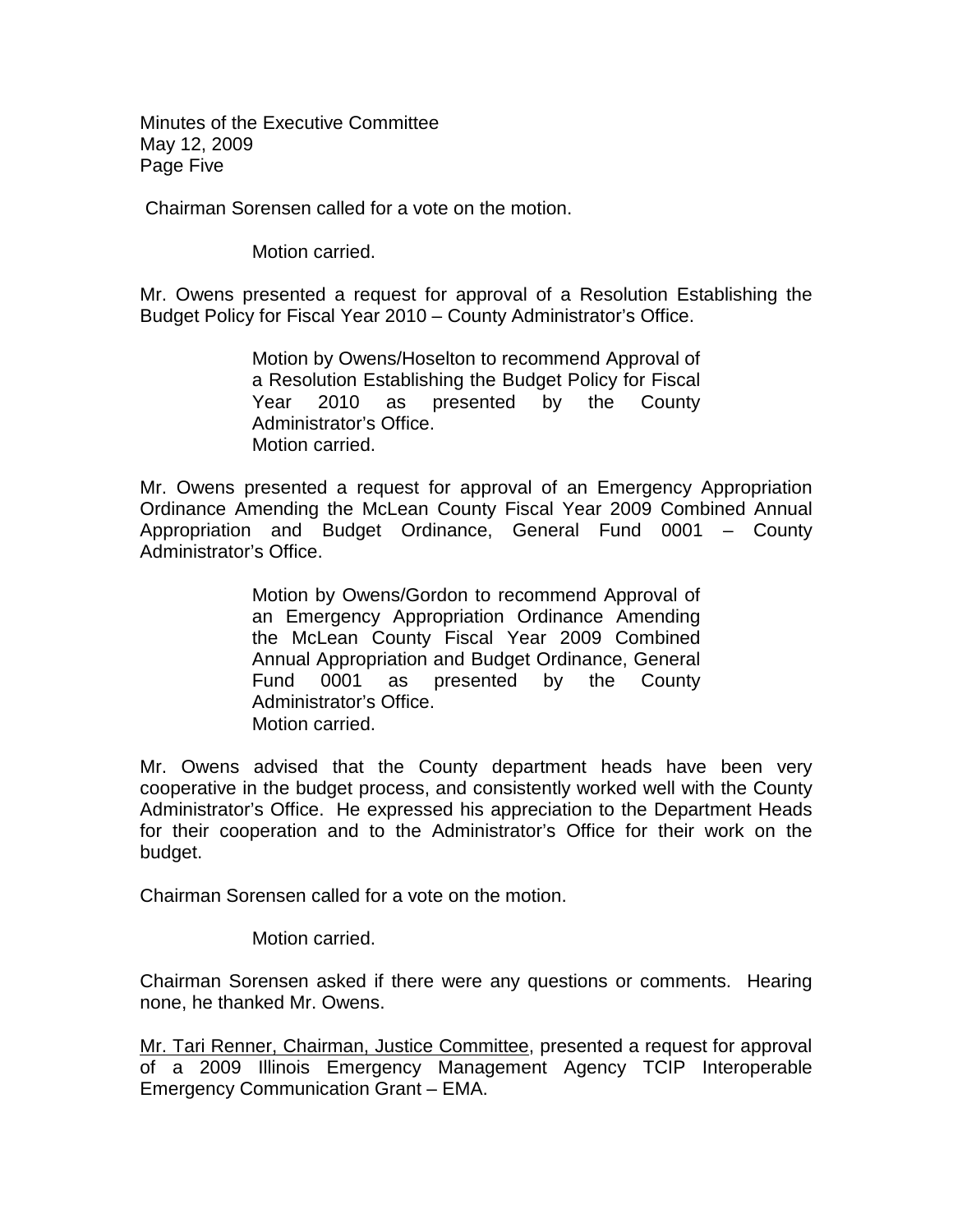Chairman Sorensen called for a vote on the motion.

> Motion carried.

Mr. Owens presented a request for approval of a Resolution Establishing the Budget Policy for Fiscal Year 2010 – County Administrator's Office.

> Motion by Owens/Hoselton to recommend Approval of a Resolution Establishing the Budget Policy for Fiscal Year 2010 as presented by the County Administrator's Office.
> Motion carried.

Mr. Owens presented a request for approval of an Emergency Appropriation Ordinance Amending the McLean County Fiscal Year 2009 Combined Annual Appropriation and Budget Ordinance, General Fund 0001 – County Administrator's Office.

> Motion by Owens/Gordon to recommend Approval of an Emergency Appropriation Ordinance Amending the McLean County Fiscal Year 2009 Combined Annual Appropriation and Budget Ordinance, General Fund 0001 as presented by the County Administrator's Office.
> Motion carried.

Mr. Owens advised that the County department heads have been very cooperative in the budget process, and consistently worked well with the County Administrator's Office. He expressed his appreciation to the Department Heads for their cooperation and to the Administrator's Office for their work on the budget.

Chairman Sorensen called for a vote on the motion.

> Motion carried.

Chairman Sorensen asked if there were any questions or comments. Hearing none, he thanked Mr. Owens.

<u>Mr. Tari Renner, Chairman, Justice Committee</u>, presented a request for approval of a 2009 Illinois Emergency Management Agency TCIP Interoperable Emergency Communication Grant – EMA.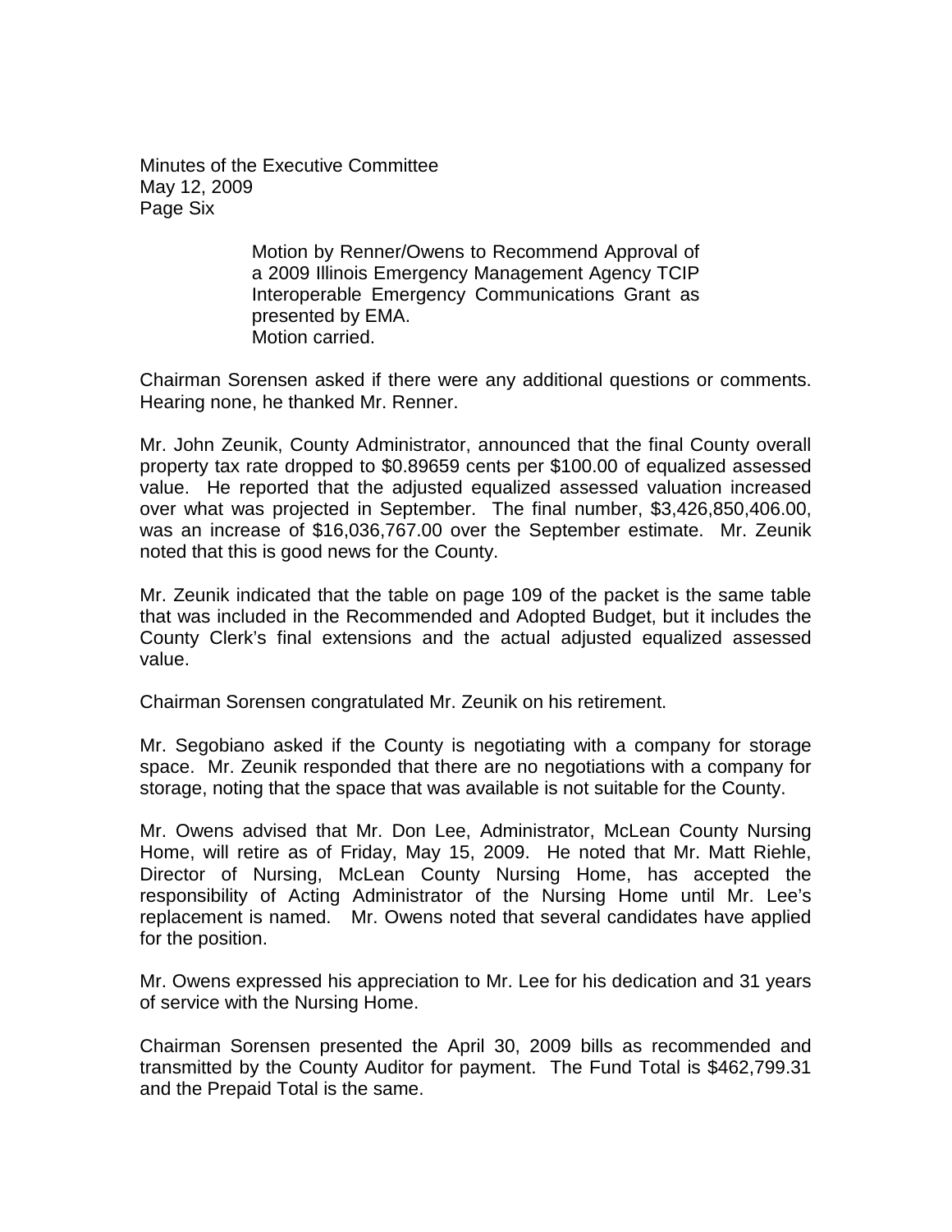Motion by Renner/Owens to Recommend Approval of a 2009 Illinois Emergency Management Agency TCIP Interoperable Emergency Communications Grant as presented by EMA.
Motion carried.

Chairman Sorensen asked if there were any additional questions or comments. Hearing none, he thanked Mr. Renner.

Mr. John Zeunik, County Administrator, announced that the final County overall property tax rate dropped to $0.89659 cents per $100.00 of equalized assessed value. He reported that the adjusted equalized assessed valuation increased over what was projected in September. The final number, $3,426,850,406.00, was an increase of $16,036,767.00 over the September estimate. Mr. Zeunik noted that this is good news for the County.

Mr. Zeunik indicated that the table on page 109 of the packet is the same table that was included in the Recommended and Adopted Budget, but it includes the County Clerk's final extensions and the actual adjusted equalized assessed value.

Chairman Sorensen congratulated Mr. Zeunik on his retirement.

Mr. Segobiano asked if the County is negotiating with a company for storage space. Mr. Zeunik responded that there are no negotiations with a company for storage, noting that the space that was available is not suitable for the County.

Mr. Owens advised that Mr. Don Lee, Administrator, McLean County Nursing Home, will retire as of Friday, May 15, 2009. He noted that Mr. Matt Riehle, Director of Nursing, McLean County Nursing Home, has accepted the responsibility of Acting Administrator of the Nursing Home until Mr. Lee's replacement is named. Mr. Owens noted that several candidates have applied for the position.

Mr. Owens expressed his appreciation to Mr. Lee for his dedication and 31 years of service with the Nursing Home.

Chairman Sorensen presented the April 30, 2009 bills as recommended and transmitted by the County Auditor for payment. The Fund Total is $462,799.31 and the Prepaid Total is the same.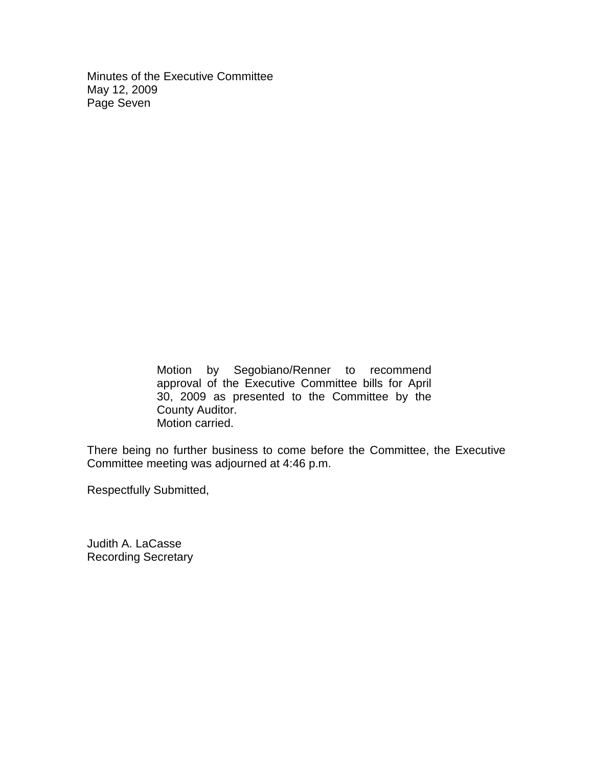Motion by Segobiano/Renner to recommend approval of the Executive Committee bills for April 30, 2009 as presented to the Committee by the County Auditor.
Motion carried.

There being no further business to come before the Committee, the Executive Committee meeting was adjourned at 4:46 p.m.

Respectfully Submitted,

Judith A. LaCasse
Recording Secretary